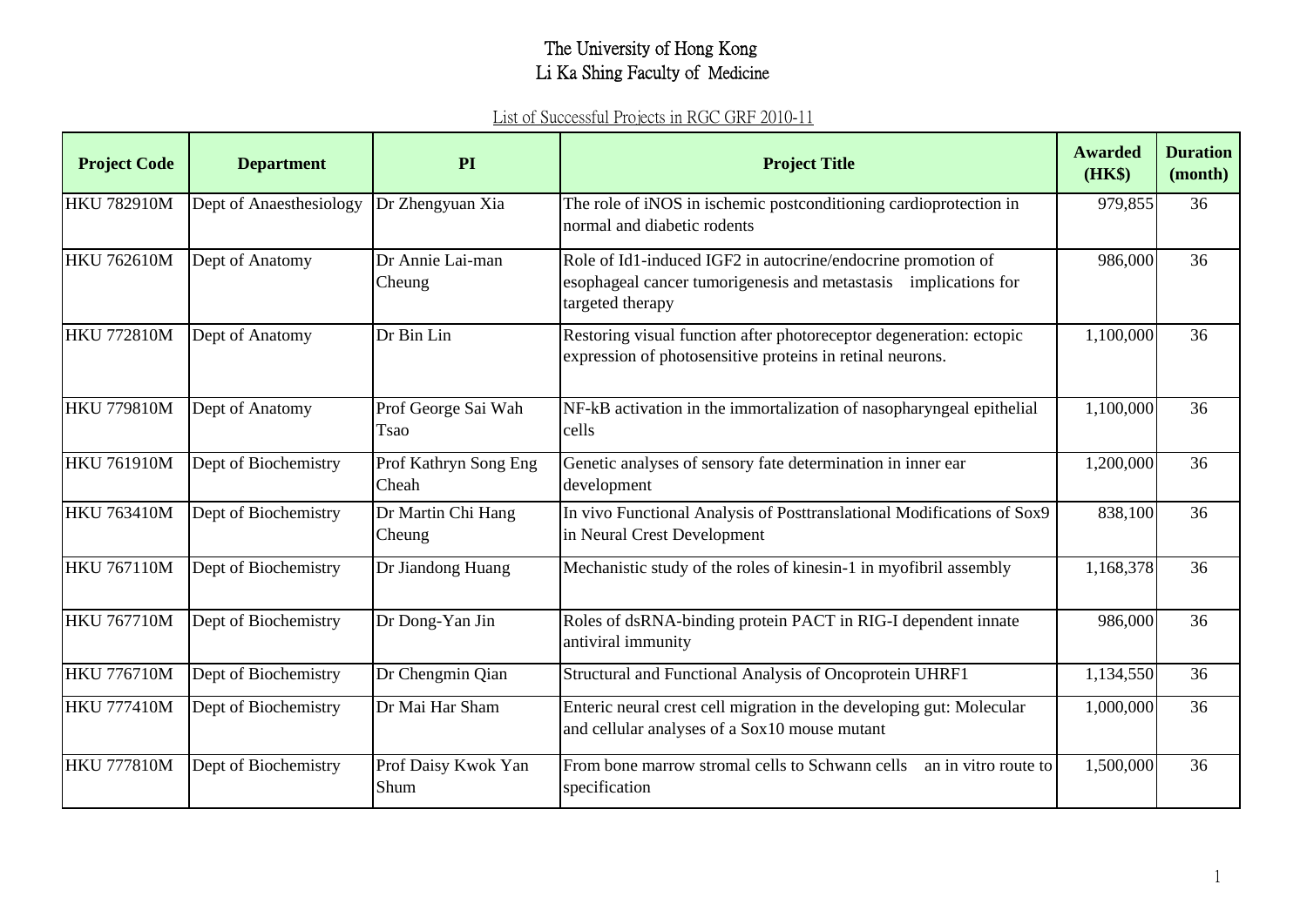# The University of Hong Kong
# Li Ka Shing Faculty of Medicine

List of Successful Projects in RGC GRF 2010-11

| Project Code | Department | PI | Project Title | Awarded (HK$) | Duration (month) |
|---|---|---|---|---|---|
| HKU 782910M | Dept of Anaesthesiology | Dr Zhengyuan Xia | The role of iNOS in ischemic postconditioning cardioprotection in normal and diabetic rodents | 979,855 | 36 |
| HKU 762610M | Dept of Anatomy | Dr Annie Lai-man Cheung | Role of Id1-induced IGF2 in autocrine/endocrine promotion of esophageal cancer tumorigenesis and metastasis implications for targeted therapy | 986,000 | 36 |
| HKU 772810M | Dept of Anatomy | Dr Bin Lin | Restoring visual function after photoreceptor degeneration: ectopic expression of photosensitive proteins in retinal neurons. | 1,100,000 | 36 |
| HKU 779810M | Dept of Anatomy | Prof George Sai Wah Tsao | NF-kB activation in the immortalization of nasopharyngeal epithelial cells | 1,100,000 | 36 |
| HKU 761910M | Dept of Biochemistry | Prof Kathryn Song Eng Cheah | Genetic analyses of sensory fate determination in inner ear development | 1,200,000 | 36 |
| HKU 763410M | Dept of Biochemistry | Dr Martin Chi Hang Cheung | In vivo Functional Analysis of Posttranslational Modifications of Sox9 in Neural Crest Development | 838,100 | 36 |
| HKU 767110M | Dept of Biochemistry | Dr Jiandong Huang | Mechanistic study of the roles of kinesin-1 in myofibril assembly | 1,168,378 | 36 |
| HKU 767710M | Dept of Biochemistry | Dr Dong-Yan Jin | Roles of dsRNA-binding protein PACT in RIG-I dependent innate antiviral immunity | 986,000 | 36 |
| HKU 776710M | Dept of Biochemistry | Dr Chengmin Qian | Structural and Functional Analysis of Oncoprotein UHRF1 | 1,134,550 | 36 |
| HKU 777410M | Dept of Biochemistry | Dr Mai Har Sham | Enteric neural crest cell migration in the developing gut: Molecular and cellular analyses of a Sox10 mouse mutant | 1,000,000 | 36 |
| HKU 777810M | Dept of Biochemistry | Prof Daisy Kwok Yan Shum | From bone marrow stromal cells to Schwann cells an in vitro route to specification | 1,500,000 | 36 |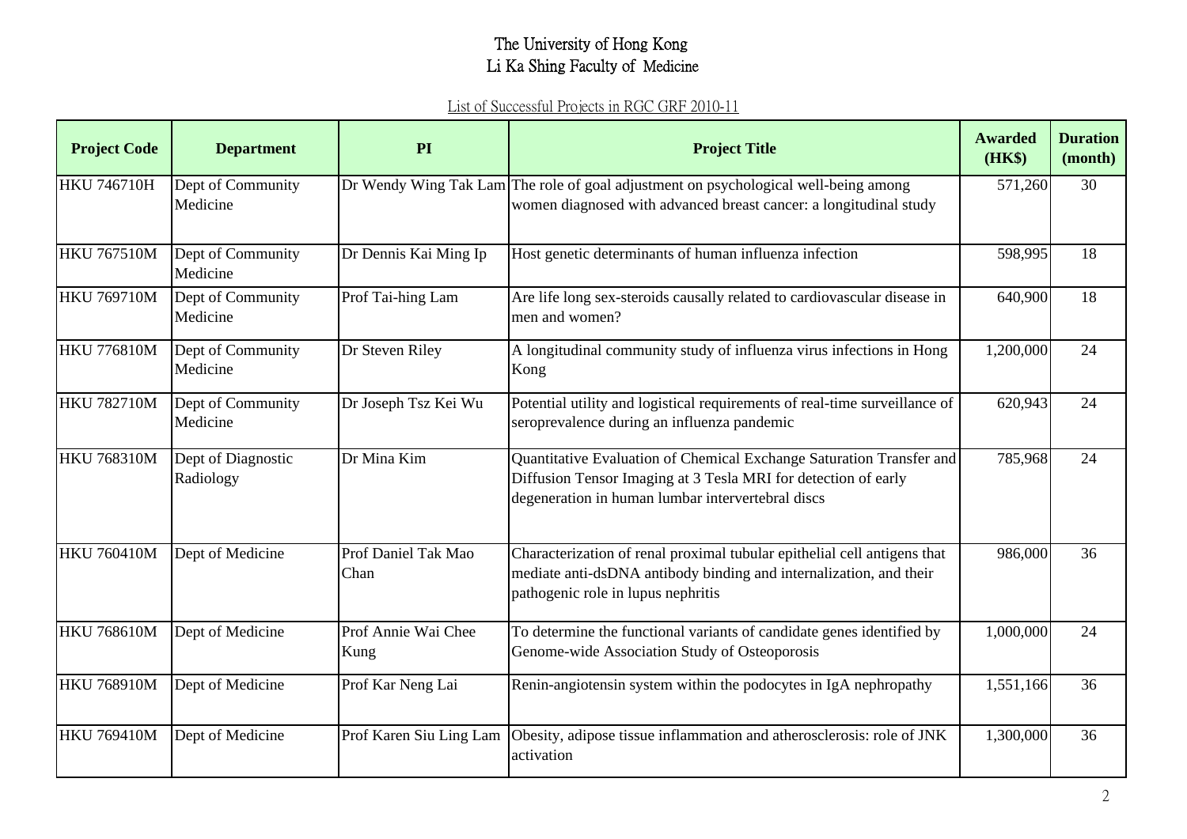# The University of Hong Kong
# Li Ka Shing Faculty of Medicine

List of Successful Projects in RGC GRF 2010-11

| Project Code | Department | PI | Project Title | Awarded (HK$) | Duration (month) |
|---|---|---|---|---|---|
| HKU 746710H | Dept of Community Medicine | Dr Wendy Wing Tak Lam | The role of goal adjustment on psychological well-being among women diagnosed with advanced breast cancer: a longitudinal study | 571,260 | 30 |
| HKU 767510M | Dept of Community Medicine | Dr Dennis Kai Ming Ip | Host genetic determinants of human influenza infection | 598,995 | 18 |
| HKU 769710M | Dept of Community Medicine | Prof Tai-hing Lam | Are life long sex-steroids causally related to cardiovascular disease in men and women? | 640,900 | 18 |
| HKU 776810M | Dept of Community Medicine | Dr Steven Riley | A longitudinal community study of influenza virus infections in Hong Kong | 1,200,000 | 24 |
| HKU 782710M | Dept of Community Medicine | Dr Joseph Tsz Kei Wu | Potential utility and logistical requirements of real-time surveillance of seroprevalence during an influenza pandemic | 620,943 | 24 |
| HKU 768310M | Dept of Diagnostic Radiology | Dr Mina Kim | Quantitative Evaluation of Chemical Exchange Saturation Transfer and Diffusion Tensor Imaging at 3 Tesla MRI for detection of early degeneration in human lumbar intervertebral discs | 785,968 | 24 |
| HKU 760410M | Dept of Medicine | Prof Daniel Tak Mao Chan | Characterization of renal proximal tubular epithelial cell antigens that mediate anti-dsDNA antibody binding and internalization, and their pathogenic role in lupus nephritis | 986,000 | 36 |
| HKU 768610M | Dept of Medicine | Prof Annie Wai Chee Kung | To determine the functional variants of candidate genes identified by Genome-wide Association Study of Osteoporosis | 1,000,000 | 24 |
| HKU 768910M | Dept of Medicine | Prof Kar Neng Lai | Renin-angiotensin system within the podocytes in IgA nephropathy | 1,551,166 | 36 |
| HKU 769410M | Dept of Medicine | Prof Karen Siu Ling Lam | Obesity, adipose tissue inflammation and atherosclerosis: role of JNK activation | 1,300,000 | 36 |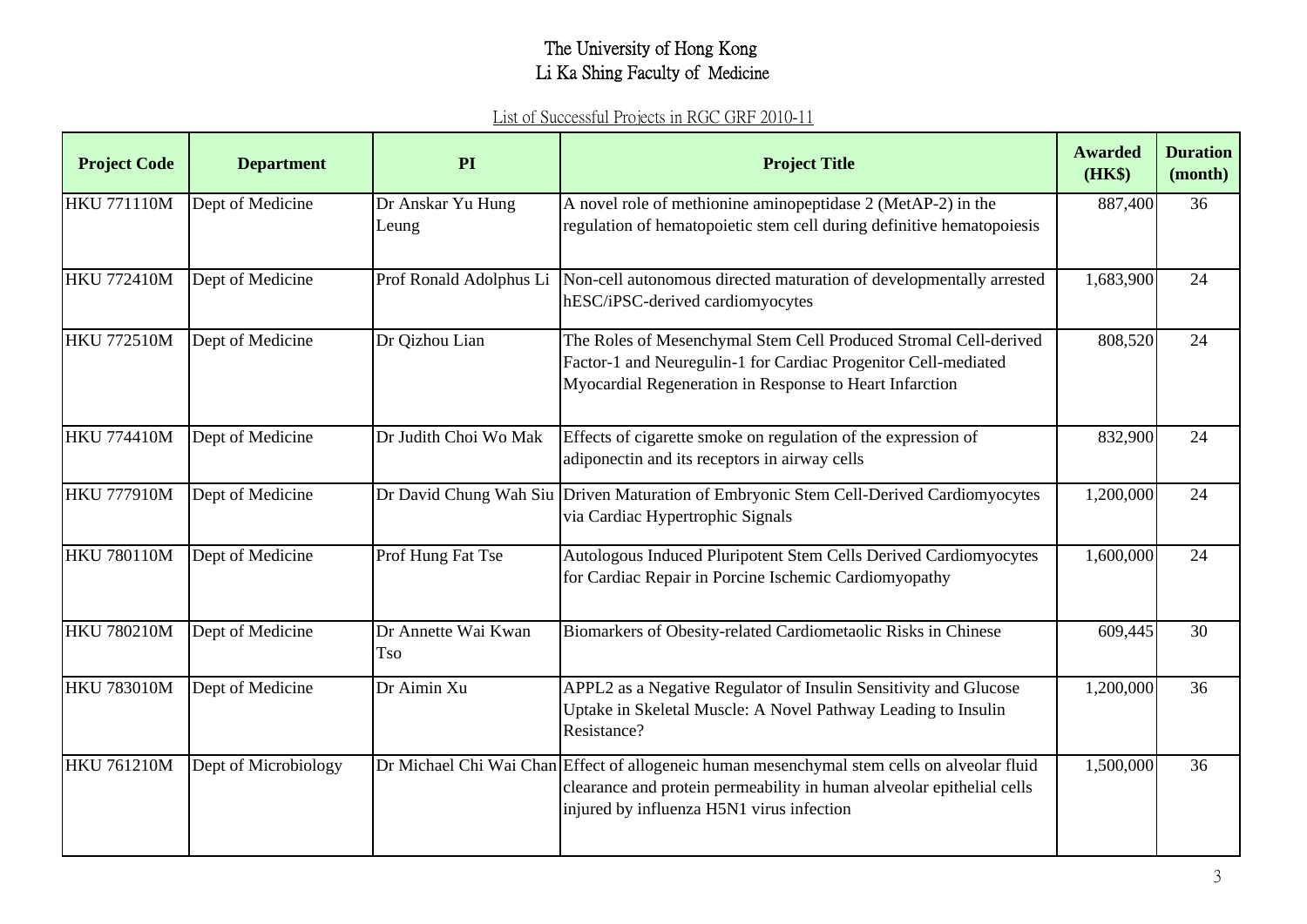# The University of Hong Kong
# Li Ka Shing Faculty of Medicine

List of Successful Projects in RGC GRF 2010-11

| Project Code | Department | PI | Project Title | Awarded (HK$) | Duration (month) |
|---|---|---|---|---|---|
| HKU 771110M | Dept of Medicine | Dr Anskar Yu Hung Leung | A novel role of methionine aminopeptidase 2 (MetAP-2) in the regulation of hematopoietic stem cell during definitive hematopoiesis | 887,400 | 36 |
| HKU 772410M | Dept of Medicine | Prof Ronald Adolphus Li | Non-cell autonomous directed maturation of developmentally arrested hESC/iPSC-derived cardiomyocytes | 1,683,900 | 24 |
| HKU 772510M | Dept of Medicine | Dr Qizhou Lian | The Roles of Mesenchymal Stem Cell Produced Stromal Cell-derived Factor-1 and Neuregulin-1 for Cardiac Progenitor Cell-mediated Myocardial Regeneration in Response to Heart Infarction | 808,520 | 24 |
| HKU 774410M | Dept of Medicine | Dr Judith Choi Wo Mak | Effects of cigarette smoke on regulation of the expression of adiponectin and its receptors in airway cells | 832,900 | 24 |
| HKU 777910M | Dept of Medicine | Dr David Chung Wah Siu | Driven Maturation of Embryonic Stem Cell-Derived Cardiomyocytes via Cardiac Hypertrophic Signals | 1,200,000 | 24 |
| HKU 780110M | Dept of Medicine | Prof Hung Fat Tse | Autologous Induced Pluripotent Stem Cells Derived Cardiomyocytes for Cardiac Repair in Porcine Ischemic Cardiomyopathy | 1,600,000 | 24 |
| HKU 780210M | Dept of Medicine | Dr Annette Wai Kwan Tso | Biomarkers of Obesity-related Cardiometaolic Risks in Chinese | 609,445 | 30 |
| HKU 783010M | Dept of Medicine | Dr Aimin Xu | APPL2 as a Negative Regulator of Insulin Sensitivity and Glucose Uptake in Skeletal Muscle: A Novel Pathway Leading to Insulin Resistance? | 1,200,000 | 36 |
| HKU 761210M | Dept of Microbiology | Dr Michael Chi Wai Chan | Effect of allogeneic human mesenchymal stem cells on alveolar fluid clearance and protein permeability in human alveolar epithelial cells injured by influenza H5N1 virus infection | 1,500,000 | 36 |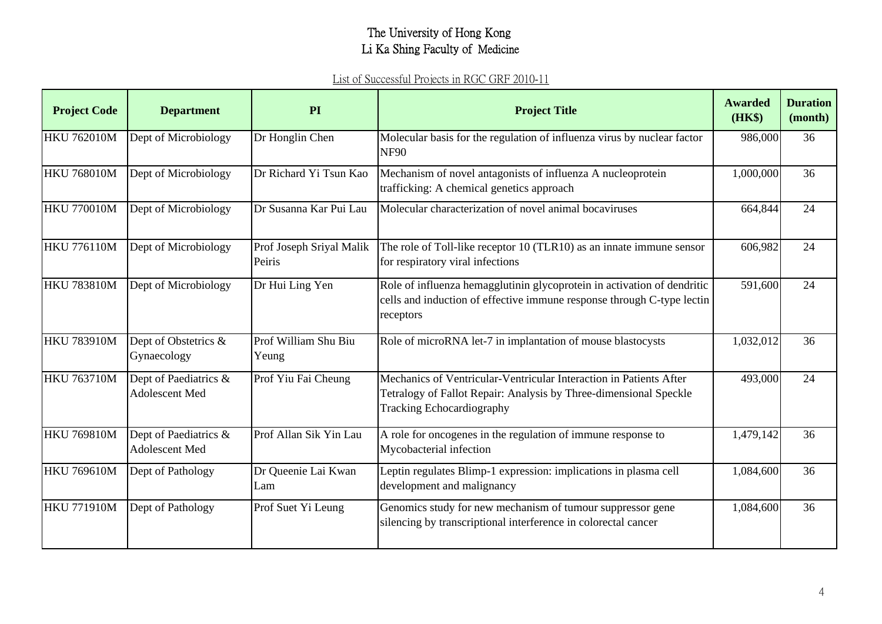# The University of Hong Kong
# Li Ka Shing Faculty of Medicine

List of Successful Projects in RGC GRF 2010-11

| Project Code | Department | PI | Project Title | Awarded (HK$) | Duration (month) |
|---|---|---|---|---|---|
| HKU 762010M | Dept of Microbiology | Dr Honglin Chen | Molecular basis for the regulation of influenza virus by nuclear factor NF90 | 986,000 | 36 |
| HKU 768010M | Dept of Microbiology | Dr Richard Yi Tsun Kao | Mechanism of novel antagonists of influenza A nucleoprotein trafficking: A chemical genetics approach | 1,000,000 | 36 |
| HKU 770010M | Dept of Microbiology | Dr Susanna Kar Pui Lau | Molecular characterization of novel animal bocaviruses | 664,844 | 24 |
| HKU 776110M | Dept of Microbiology | Prof Joseph Sriyal Malik Peiris | The role of Toll-like receptor 10 (TLR10) as an innate immune sensor for respiratory viral infections | 606,982 | 24 |
| HKU 783810M | Dept of Microbiology | Dr Hui Ling Yen | Role of influenza hemagglutinin glycoprotein in activation of dendritic cells and induction of effective immune response through C-type lectin receptors | 591,600 | 24 |
| HKU 783910M | Dept of Obstetrics & Gynaecology | Prof William Shu Biu Yeung | Role of microRNA let-7 in implantation of mouse blastocysts | 1,032,012 | 36 |
| HKU 763710M | Dept of Paediatrics & Adolescent Med | Prof Yiu Fai Cheung | Mechanics of Ventricular-Ventricular Interaction in Patients After Tetralogy of Fallot Repair: Analysis by Three-dimensional Speckle Tracking Echocardiography | 493,000 | 24 |
| HKU 769810M | Dept of Paediatrics & Adolescent Med | Prof Allan Sik Yin Lau | A role for oncogenes in the regulation of immune response to Mycobacterial infection | 1,479,142 | 36 |
| HKU 769610M | Dept of Pathology | Dr Queenie Lai Kwan Lam | Leptin regulates Blimp-1 expression: implications in plasma cell development and malignancy | 1,084,600 | 36 |
| HKU 771910M | Dept of Pathology | Prof Suet Yi Leung | Genomics study for new mechanism of tumour suppressor gene silencing by transcriptional interference in colorectal cancer | 1,084,600 | 36 |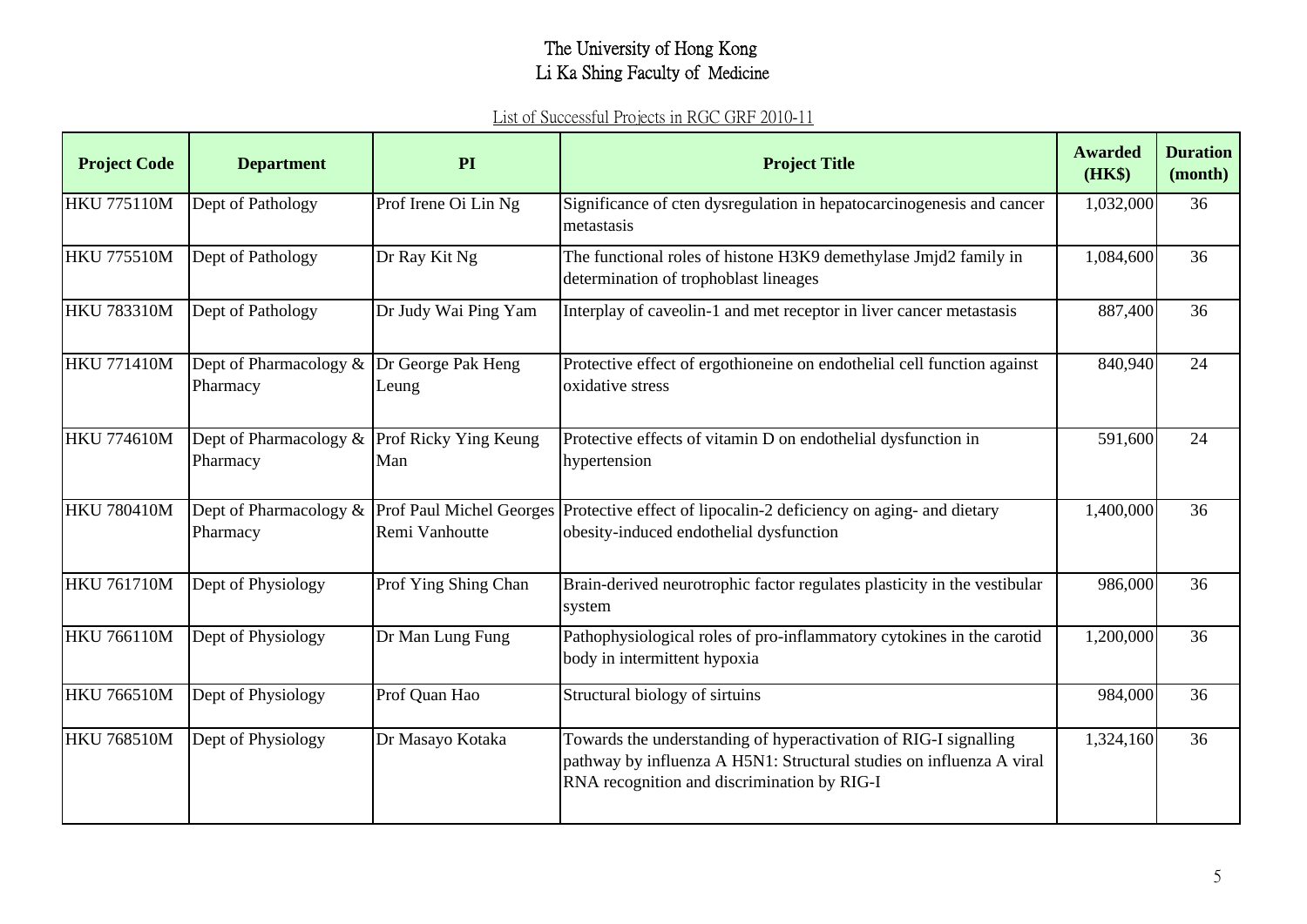# The University of Hong Kong
# Li Ka Shing Faculty of Medicine

List of Successful Projects in RGC GRF 2010-11

| Project Code | Department | PI | Project Title | Awarded (HK$) | Duration (month) |
|---|---|---|---|---|---|
| HKU 775110M | Dept of Pathology | Prof Irene Oi Lin Ng | Significance of cten dysregulation in hepatocarcinogenesis and cancer metastasis | 1,032,000 | 36 |
| HKU 775510M | Dept of Pathology | Dr Ray Kit Ng | The functional roles of histone H3K9 demethylase Jmjd2 family in determination of trophoblast lineages | 1,084,600 | 36 |
| HKU 783310M | Dept of Pathology | Dr Judy Wai Ping Yam | Interplay of caveolin-1 and met receptor in liver cancer metastasis | 887,400 | 36 |
| HKU 771410M | Dept of Pharmacology & Pharmacy | Dr George Pak Heng Leung | Protective effect of ergothioneine on endothelial cell function against oxidative stress | 840,940 | 24 |
| HKU 774610M | Dept of Pharmacology & Pharmacy | Prof Ricky Ying Keung Man | Protective effects of vitamin D on endothelial dysfunction in hypertension | 591,600 | 24 |
| HKU 780410M | Dept of Pharmacology & Pharmacy | Prof Paul Michel Georges Remi Vanhoutte | Protective effect of lipocalin-2 deficiency on aging- and dietary obesity-induced endothelial dysfunction | 1,400,000 | 36 |
| HKU 761710M | Dept of Physiology | Prof Ying Shing Chan | Brain-derived neurotrophic factor regulates plasticity in the vestibular system | 986,000 | 36 |
| HKU 766110M | Dept of Physiology | Dr Man Lung Fung | Pathophysiological roles of pro-inflammatory cytokines in the carotid body in intermittent hypoxia | 1,200,000 | 36 |
| HKU 766510M | Dept of Physiology | Prof Quan Hao | Structural biology of sirtuins | 984,000 | 36 |
| HKU 768510M | Dept of Physiology | Dr Masayo Kotaka | Towards the understanding of hyperactivation of RIG-I signalling pathway by influenza A H5N1: Structural studies on influenza A viral RNA recognition and discrimination by RIG-I | 1,324,160 | 36 |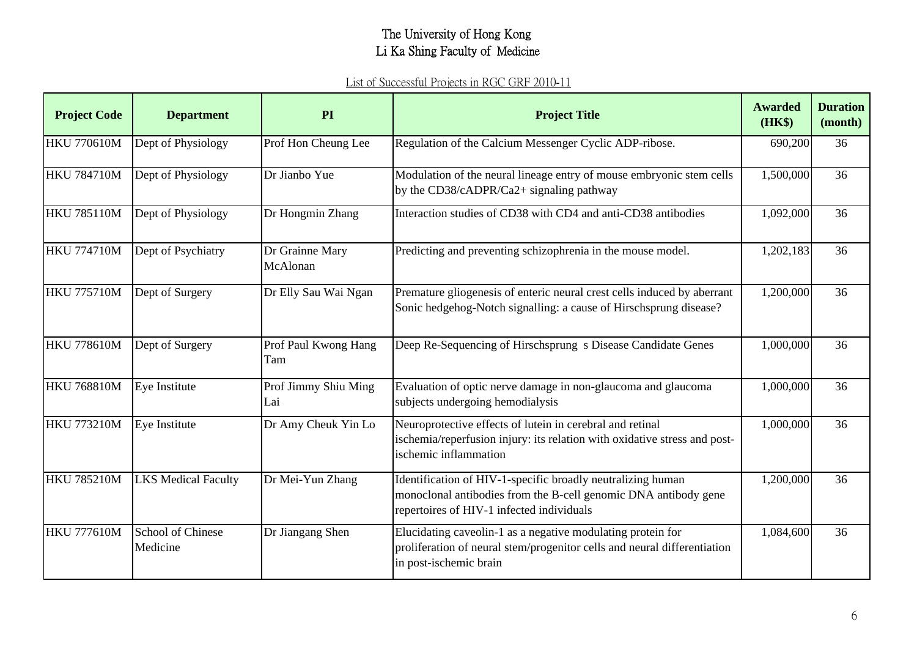# The University of Hong Kong
# Li Ka Shing Faculty of Medicine

List of Successful Projects in RGC GRF 2010-11

| Project Code | Department | PI | Project Title | Awarded (HK$) | Duration (month) |
|---|---|---|---|---|---|
| HKU 770610M | Dept of Physiology | Prof Hon Cheung Lee | Regulation of the Calcium Messenger Cyclic ADP-ribose. | 690,200 | 36 |
| HKU 784710M | Dept of Physiology | Dr Jianbo Yue | Modulation of the neural lineage entry of mouse embryonic stem cells by the CD38/cADPR/Ca2+ signaling pathway | 1,500,000 | 36 |
| HKU 785110M | Dept of Physiology | Dr Hongmin Zhang | Interaction studies of CD38 with CD4 and anti-CD38 antibodies | 1,092,000 | 36 |
| HKU 774710M | Dept of Psychiatry | Dr Grainne Mary McAlonan | Predicting and preventing schizophrenia in the mouse model. | 1,202,183 | 36 |
| HKU 775710M | Dept of Surgery | Dr Elly Sau Wai Ngan | Premature gliogenesis of enteric neural crest cells induced by aberrant Sonic hedgehog-Notch signalling: a cause of Hirschsprung disease? | 1,200,000 | 36 |
| HKU 778610M | Dept of Surgery | Prof Paul Kwong Hang Tam | Deep Re-Sequencing of Hirschsprung s Disease Candidate Genes | 1,000,000 | 36 |
| HKU 768810M | Eye Institute | Prof Jimmy Shiu Ming Lai | Evaluation of optic nerve damage in non-glaucoma and glaucoma subjects undergoing hemodialysis | 1,000,000 | 36 |
| HKU 773210M | Eye Institute | Dr Amy Cheuk Yin Lo | Neuroprotective effects of lutein in cerebral and retinal ischemia/reperfusion injury: its relation with oxidative stress and post-ischemic inflammation | 1,000,000 | 36 |
| HKU 785210M | LKS Medical Faculty | Dr Mei-Yun Zhang | Identification of HIV-1-specific broadly neutralizing human monoclonal antibodies from the B-cell genomic DNA antibody gene repertoires of HIV-1 infected individuals | 1,200,000 | 36 |
| HKU 777610M | School of Chinese Medicine | Dr Jiangang Shen | Elucidating caveolin-1 as a negative modulating protein for proliferation of neural stem/progenitor cells and neural differentiation in post-ischemic brain | 1,084,600 | 36 |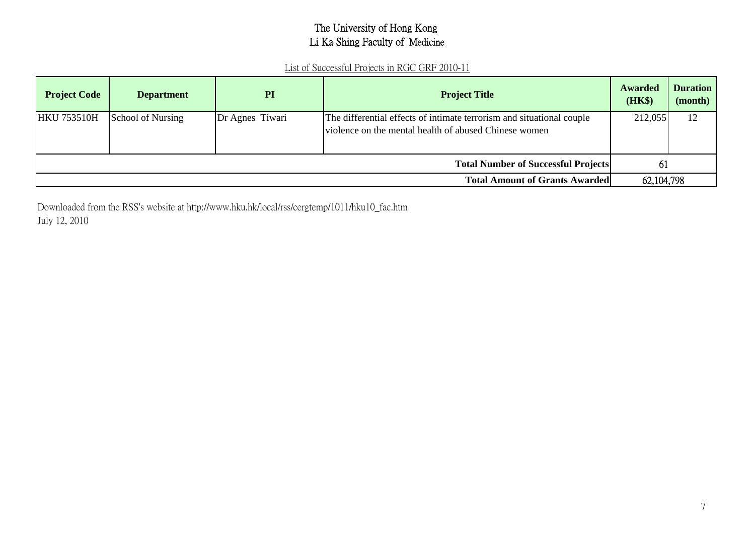# The University of Hong Kong
## Li Ka Shing Faculty of Medicine

List of Successful Projects in RGC GRF 2010-11

| Project Code | Department | PI | Project Title | Awarded (HK$) | Duration (month) |
|---|---|---|---|---|---|
| HKU 753510H | School of Nursing | Dr Agnes Tiwari | The differential effects of intimate terrorism and situational couple violence on the mental health of abused Chinese women | 212,055 | 12 |
| | | | **Total Number of Successful Projects** | 61 | |
| | | | **Total Amount of Grants Awarded** | 62,104,798 | |

Downloaded from the RSS's website at http://www.hku.hk/local/rss/cergtemp/1011/hku10_fac.htm
July 12, 2010